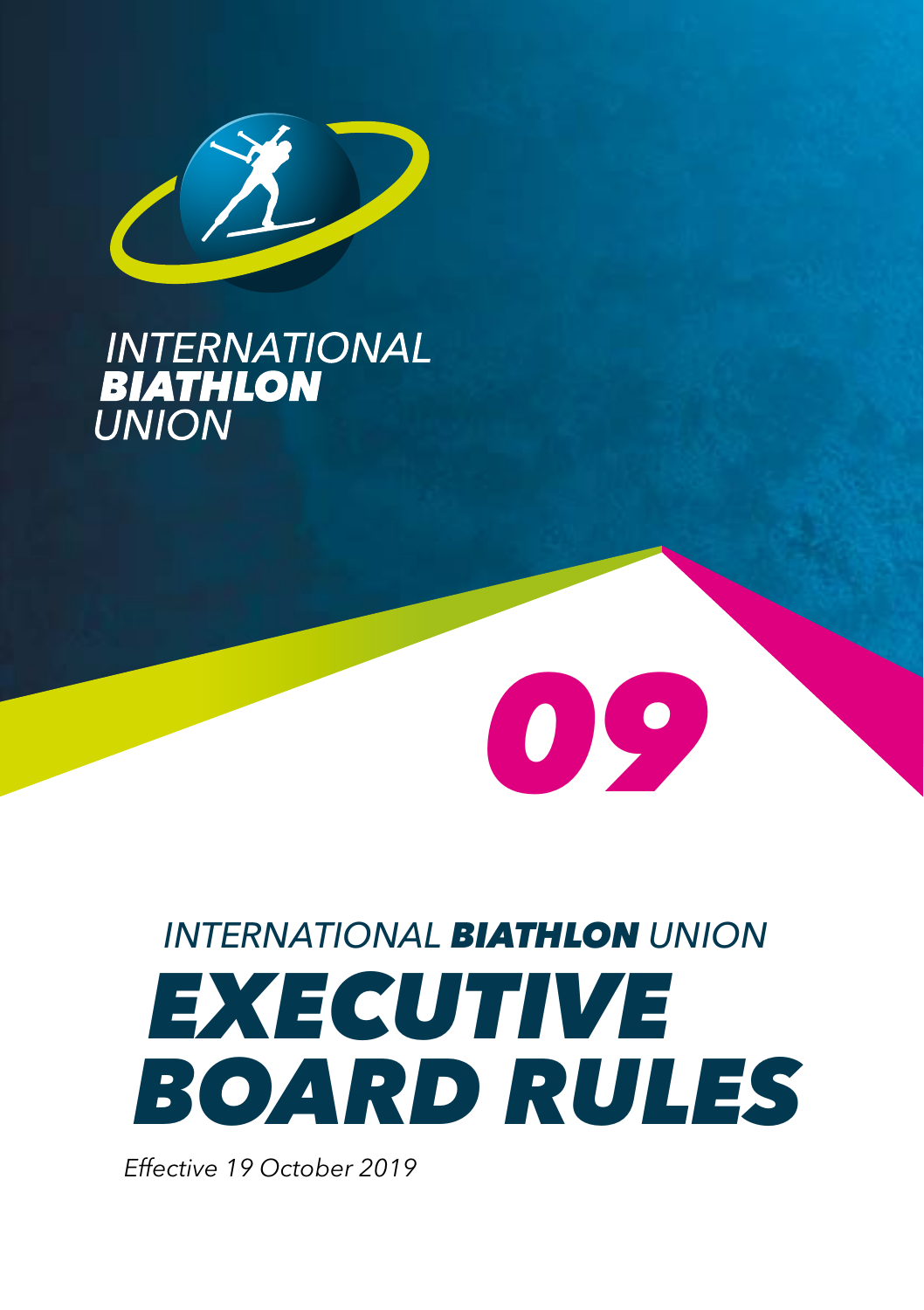INTERNATIONAL **BIATHLON** UNION

09

INTERNATIONAL **BIATHLON** UNION

# EXECUTIVE BOARD RULES

*Effective 19 October 2019*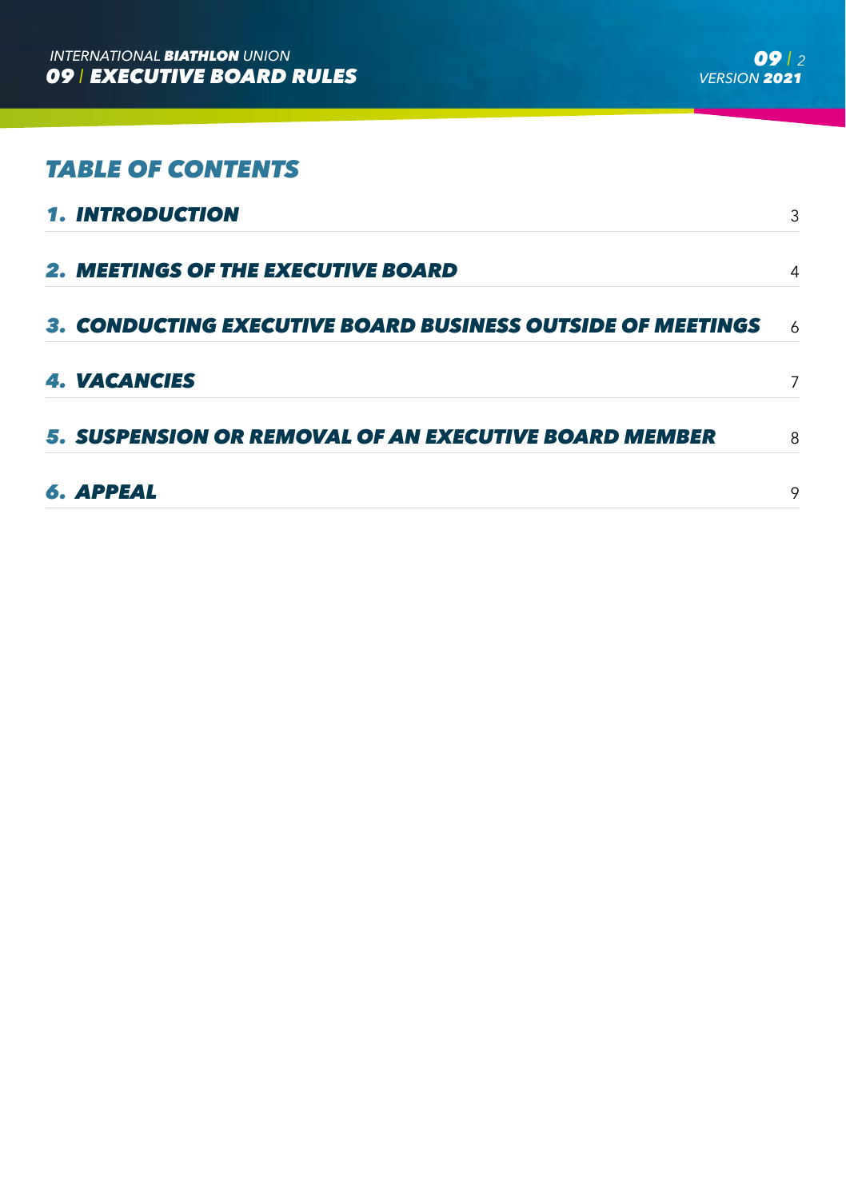## TABLE OF CONTENTS

| | |
|---|---|
| **1. INTRODUCTION** | 3 |
| **2. MEETINGS OF THE EXECUTIVE BOARD** | 4 |
| **3. CONDUCTING EXECUTIVE BOARD BUSINESS OUTSIDE OF MEETINGS** | 6 |
| **4. VACANCIES** | 7 |
| **5. SUSPENSION OR REMOVAL OF AN EXECUTIVE BOARD MEMBER** | 8 |
| **6. APPEAL** | 9 |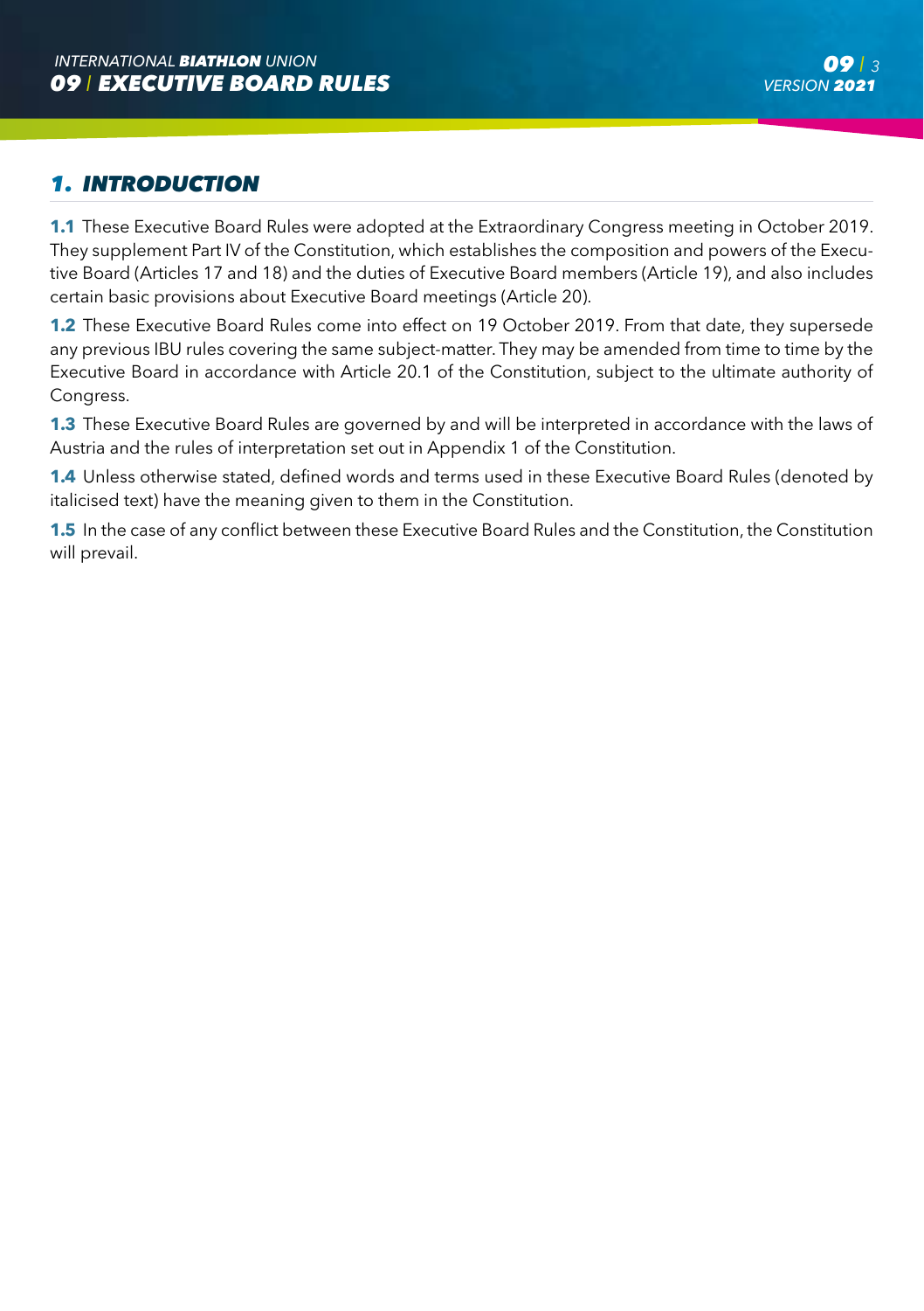# 1. INTRODUCTION

**1.1** These Executive Board Rules were adopted at the Extraordinary Congress meeting in October 2019. They supplement Part IV of the Constitution, which establishes the composition and powers of the Executive Board (Articles 17 and 18) and the duties of Executive Board members (Article 19), and also includes certain basic provisions about Executive Board meetings (Article 20).

**1.2** These Executive Board Rules come into effect on 19 October 2019. From that date, they supersede any previous IBU rules covering the same subject-matter. They may be amended from time to time by the Executive Board in accordance with Article 20.1 of the Constitution, subject to the ultimate authority of Congress.

**1.3** These Executive Board Rules are governed by and will be interpreted in accordance with the laws of Austria and the rules of interpretation set out in Appendix 1 of the Constitution.

**1.4** Unless otherwise stated, defined words and terms used in these Executive Board Rules (denoted by italicised text) have the meaning given to them in the Constitution.

**1.5** In the case of any conflict between these Executive Board Rules and the Constitution, the Constitution will prevail.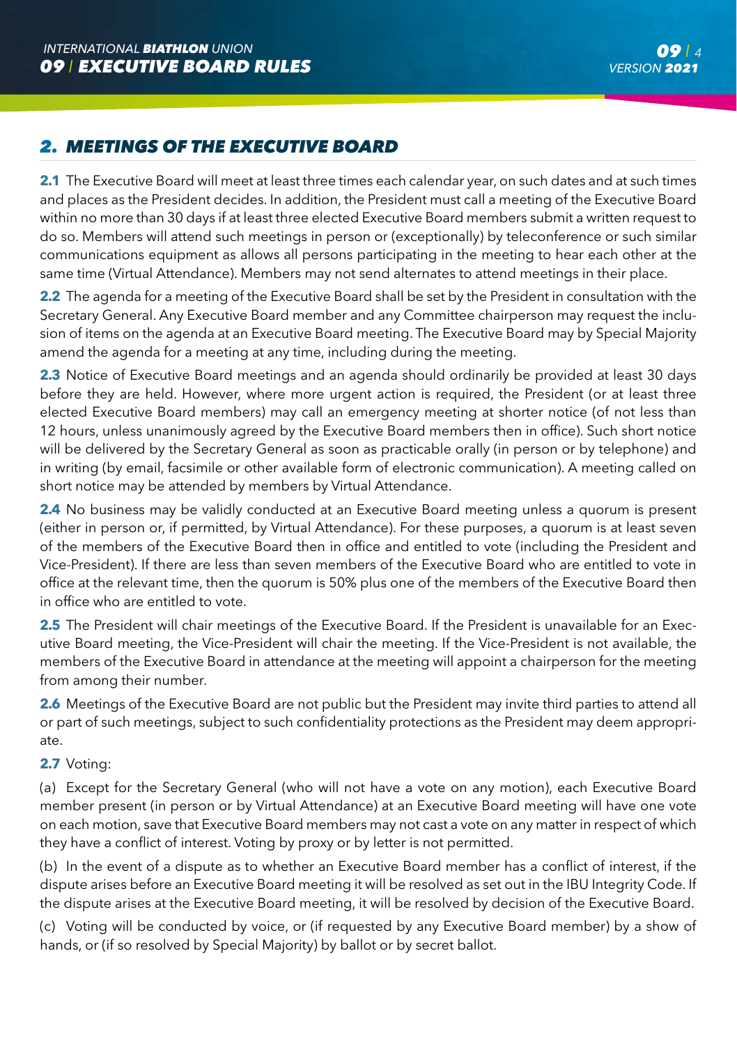## 2. MEETINGS OF THE EXECUTIVE BOARD

**2.1** The Executive Board will meet at least three times each calendar year, on such dates and at such times and places as the President decides. In addition, the President must call a meeting of the Executive Board within no more than 30 days if at least three elected Executive Board members submit a written request to do so. Members will attend such meetings in person or (exceptionally) by teleconference or such similar communications equipment as allows all persons participating in the meeting to hear each other at the same time (Virtual Attendance). Members may not send alternates to attend meetings in their place.

**2.2** The agenda for a meeting of the Executive Board shall be set by the President in consultation with the Secretary General. Any Executive Board member and any Committee chairperson may request the inclusion of items on the agenda at an Executive Board meeting. The Executive Board may by Special Majority amend the agenda for a meeting at any time, including during the meeting.

**2.3** Notice of Executive Board meetings and an agenda should ordinarily be provided at least 30 days before they are held. However, where more urgent action is required, the President (or at least three elected Executive Board members) may call an emergency meeting at shorter notice (of not less than 12 hours, unless unanimously agreed by the Executive Board members then in office). Such short notice will be delivered by the Secretary General as soon as practicable orally (in person or by telephone) and in writing (by email, facsimile or other available form of electronic communication). A meeting called on short notice may be attended by members by Virtual Attendance.

**2.4** No business may be validly conducted at an Executive Board meeting unless a quorum is present (either in person or, if permitted, by Virtual Attendance). For these purposes, a quorum is at least seven of the members of the Executive Board then in office and entitled to vote (including the President and Vice-President). If there are less than seven members of the Executive Board who are entitled to vote in office at the relevant time, then the quorum is 50% plus one of the members of the Executive Board then in office who are entitled to vote.

**2.5** The President will chair meetings of the Executive Board. If the President is unavailable for an Executive Board meeting, the Vice-President will chair the meeting. If the Vice-President is not available, the members of the Executive Board in attendance at the meeting will appoint a chairperson for the meeting from among their number.

**2.6** Meetings of the Executive Board are not public but the President may invite third parties to attend all or part of such meetings, subject to such confidentiality protections as the President may deem appropriate.

**2.7** Voting:

(a) Except for the Secretary General (who will not have a vote on any motion), each Executive Board member present (in person or by Virtual Attendance) at an Executive Board meeting will have one vote on each motion, save that Executive Board members may not cast a vote on any matter in respect of which they have a conflict of interest. Voting by proxy or by letter is not permitted.

(b) In the event of a dispute as to whether an Executive Board member has a conflict of interest, if the dispute arises before an Executive Board meeting it will be resolved as set out in the IBU Integrity Code. If the dispute arises at the Executive Board meeting, it will be resolved by decision of the Executive Board.

(c) Voting will be conducted by voice, or (if requested by any Executive Board member) by a show of hands, or (if so resolved by Special Majority) by ballot or by secret ballot.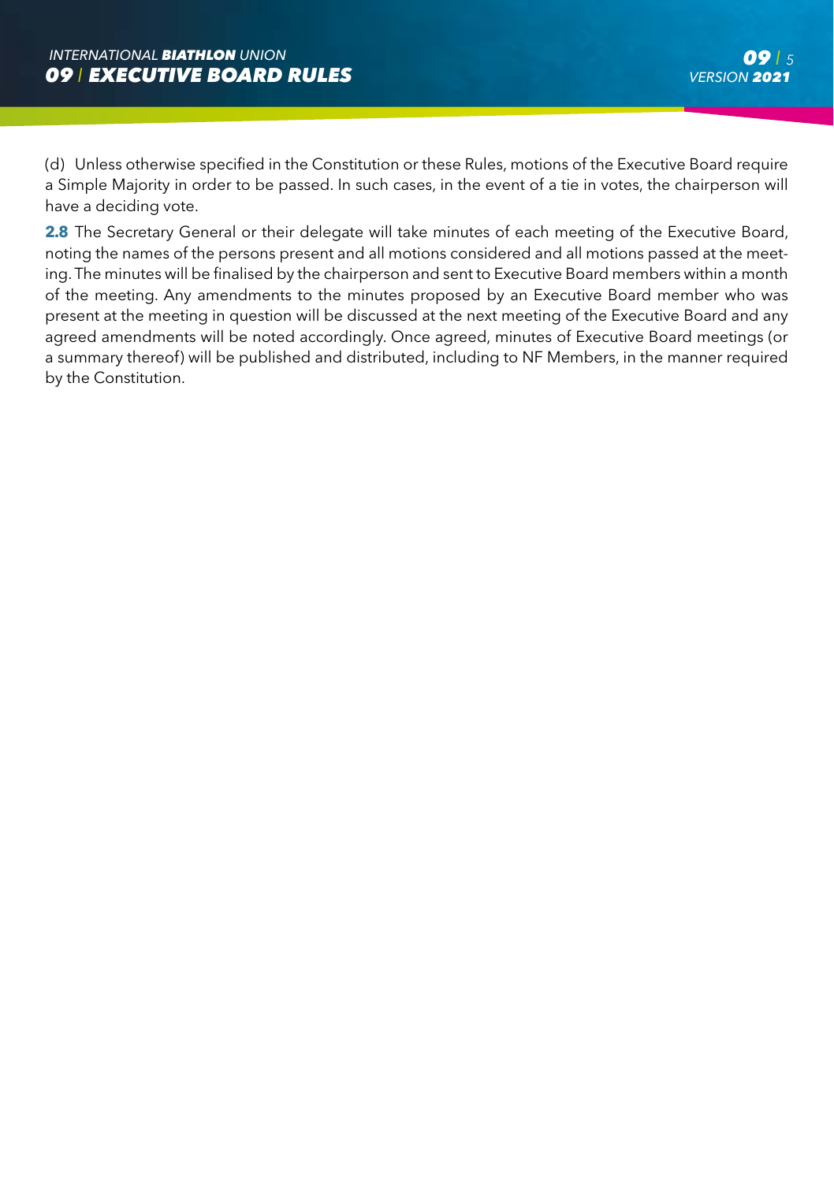(d) Unless otherwise specified in the Constitution or these Rules, motions of the Executive Board require a Simple Majority in order to be passed. In such cases, in the event of a tie in votes, the chairperson will have a deciding vote.

**2.8** The Secretary General or their delegate will take minutes of each meeting of the Executive Board, noting the names of the persons present and all motions considered and all motions passed at the meeting. The minutes will be finalised by the chairperson and sent to Executive Board members within a month of the meeting. Any amendments to the minutes proposed by an Executive Board member who was present at the meeting in question will be discussed at the next meeting of the Executive Board and any agreed amendments will be noted accordingly. Once agreed, minutes of Executive Board meetings (or a summary thereof) will be published and distributed, including to NF Members, in the manner required by the Constitution.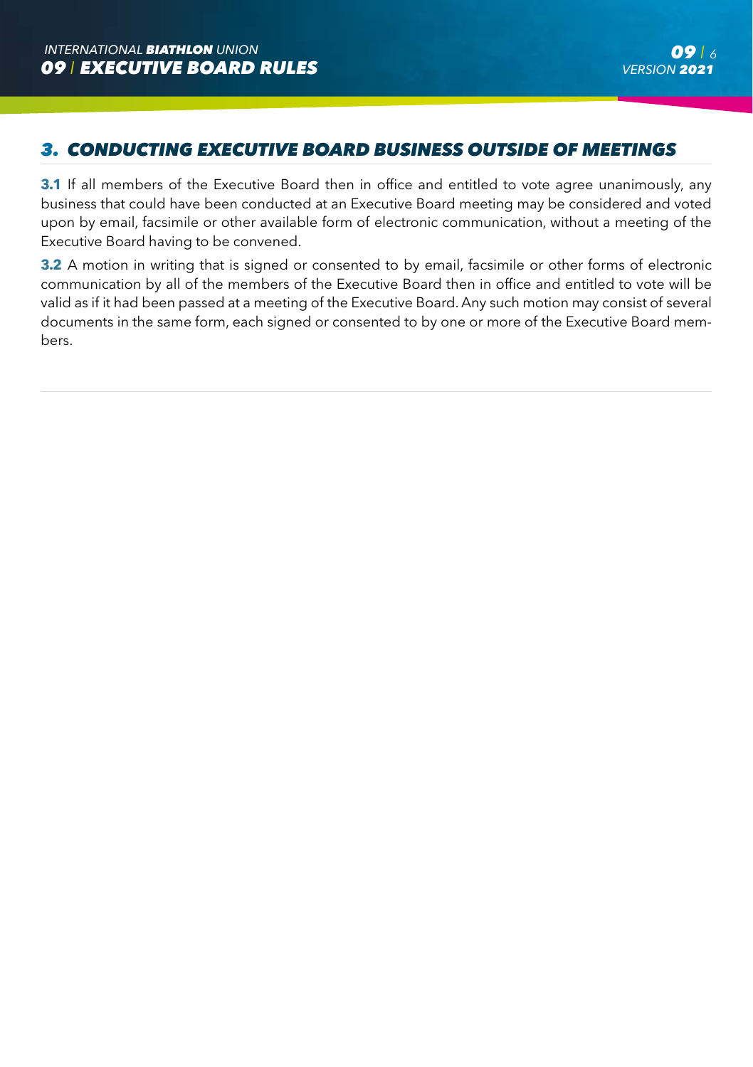## 3. CONDUCTING EXECUTIVE BOARD BUSINESS OUTSIDE OF MEETINGS

**3.1** If all members of the Executive Board then in office and entitled to vote agree unanimously, any business that could have been conducted at an Executive Board meeting may be considered and voted upon by email, facsimile or other available form of electronic communication, without a meeting of the Executive Board having to be convened.

**3.2** A motion in writing that is signed or consented to by email, facsimile or other forms of electronic communication by all of the members of the Executive Board then in office and entitled to vote will be valid as if it had been passed at a meeting of the Executive Board. Any such motion may consist of several documents in the same form, each signed or consented to by one or more of the Executive Board members.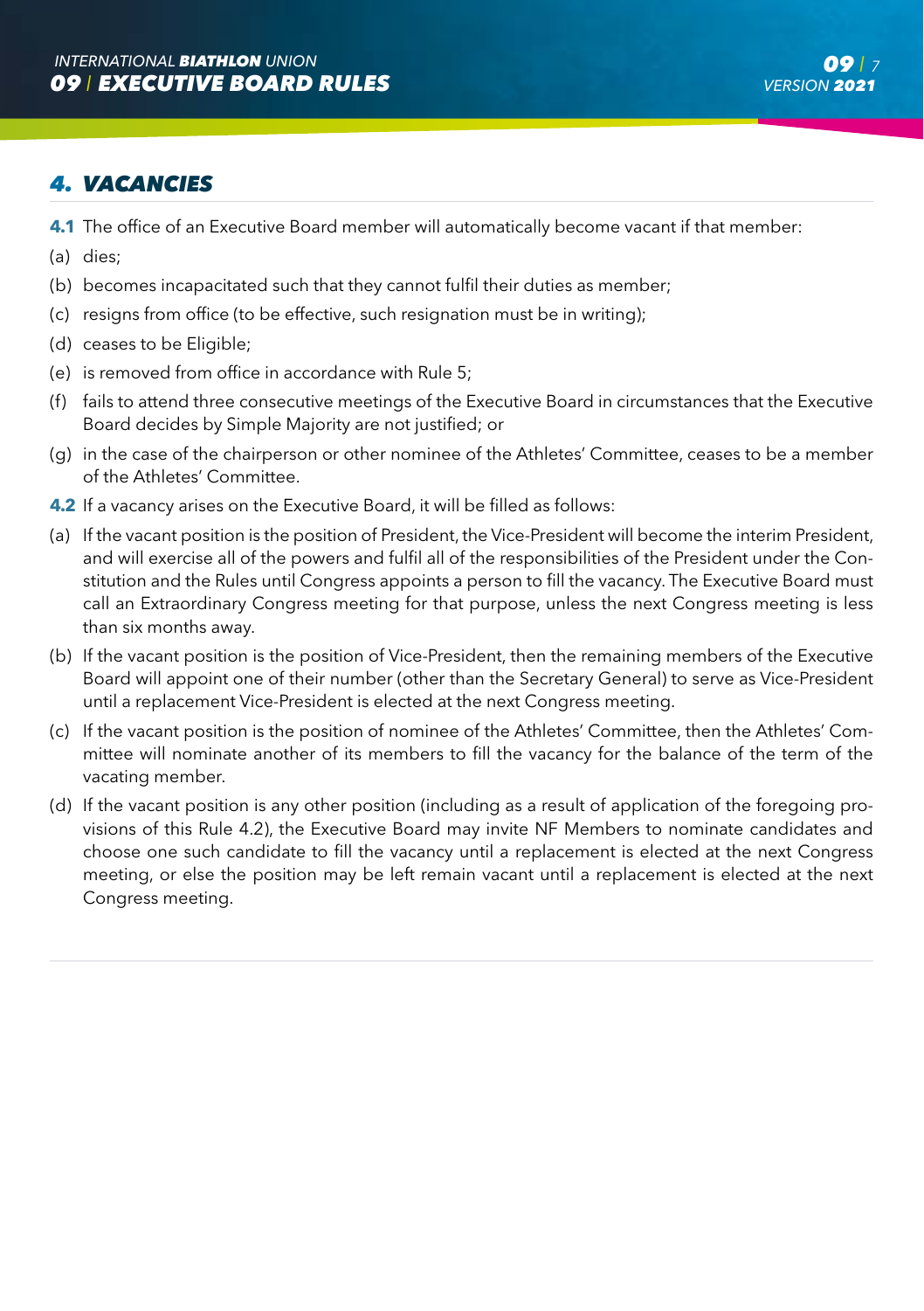## 4. VACANCIES

**4.1** The office of an Executive Board member will automatically become vacant if that member:

(a) dies;

(b) becomes incapacitated such that they cannot fulfil their duties as member;

(c) resigns from office (to be effective, such resignation must be in writing);

(d) ceases to be Eligible;

(e) is removed from office in accordance with Rule 5;

(f) fails to attend three consecutive meetings of the Executive Board in circumstances that the Executive Board decides by Simple Majority are not justified; or

(g) in the case of the chairperson or other nominee of the Athletes' Committee, ceases to be a member of the Athletes' Committee.

**4.2** If a vacancy arises on the Executive Board, it will be filled as follows:

(a) If the vacant position is the position of President, the Vice-President will become the interim President, and will exercise all of the powers and fulfil all of the responsibilities of the President under the Constitution and the Rules until Congress appoints a person to fill the vacancy. The Executive Board must call an Extraordinary Congress meeting for that purpose, unless the next Congress meeting is less than six months away.

(b) If the vacant position is the position of Vice-President, then the remaining members of the Executive Board will appoint one of their number (other than the Secretary General) to serve as Vice-President until a replacement Vice-President is elected at the next Congress meeting.

(c) If the vacant position is the position of nominee of the Athletes' Committee, then the Athletes' Committee will nominate another of its members to fill the vacancy for the balance of the term of the vacating member.

(d) If the vacant position is any other position (including as a result of application of the foregoing provisions of this Rule 4.2), the Executive Board may invite NF Members to nominate candidates and choose one such candidate to fill the vacancy until a replacement is elected at the next Congress meeting, or else the position may be left remain vacant until a replacement is elected at the next Congress meeting.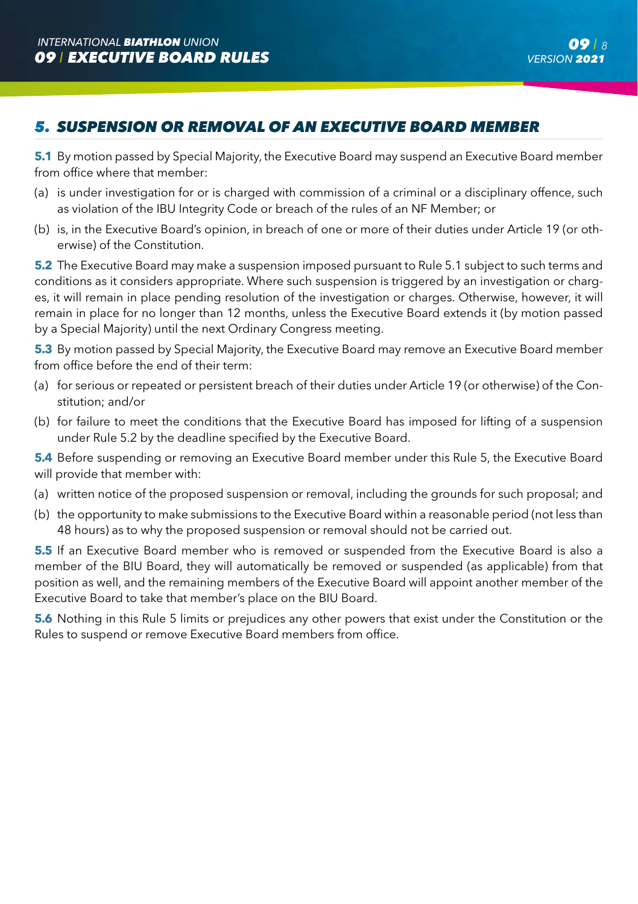## 5. SUSPENSION OR REMOVAL OF AN EXECUTIVE BOARD MEMBER

**5.1** By motion passed by Special Majority, the Executive Board may suspend an Executive Board member from office where that member:

(a) is under investigation for or is charged with commission of a criminal or a disciplinary offence, such as violation of the IBU Integrity Code or breach of the rules of an NF Member; or

(b) is, in the Executive Board's opinion, in breach of one or more of their duties under Article 19 (or otherwise) of the Constitution.

**5.2** The Executive Board may make a suspension imposed pursuant to Rule 5.1 subject to such terms and conditions as it considers appropriate. Where such suspension is triggered by an investigation or charges, it will remain in place pending resolution of the investigation or charges. Otherwise, however, it will remain in place for no longer than 12 months, unless the Executive Board extends it (by motion passed by a Special Majority) until the next Ordinary Congress meeting.

**5.3** By motion passed by Special Majority, the Executive Board may remove an Executive Board member from office before the end of their term:

(a) for serious or repeated or persistent breach of their duties under Article 19 (or otherwise) of the Constitution; and/or

(b) for failure to meet the conditions that the Executive Board has imposed for lifting of a suspension under Rule 5.2 by the deadline specified by the Executive Board.

**5.4** Before suspending or removing an Executive Board member under this Rule 5, the Executive Board will provide that member with:

(a) written notice of the proposed suspension or removal, including the grounds for such proposal; and

(b) the opportunity to make submissions to the Executive Board within a reasonable period (not less than 48 hours) as to why the proposed suspension or removal should not be carried out.

**5.5** If an Executive Board member who is removed or suspended from the Executive Board is also a member of the BIU Board, they will automatically be removed or suspended (as applicable) from that position as well, and the remaining members of the Executive Board will appoint another member of the Executive Board to take that member's place on the BIU Board.

**5.6** Nothing in this Rule 5 limits or prejudices any other powers that exist under the Constitution or the Rules to suspend or remove Executive Board members from office.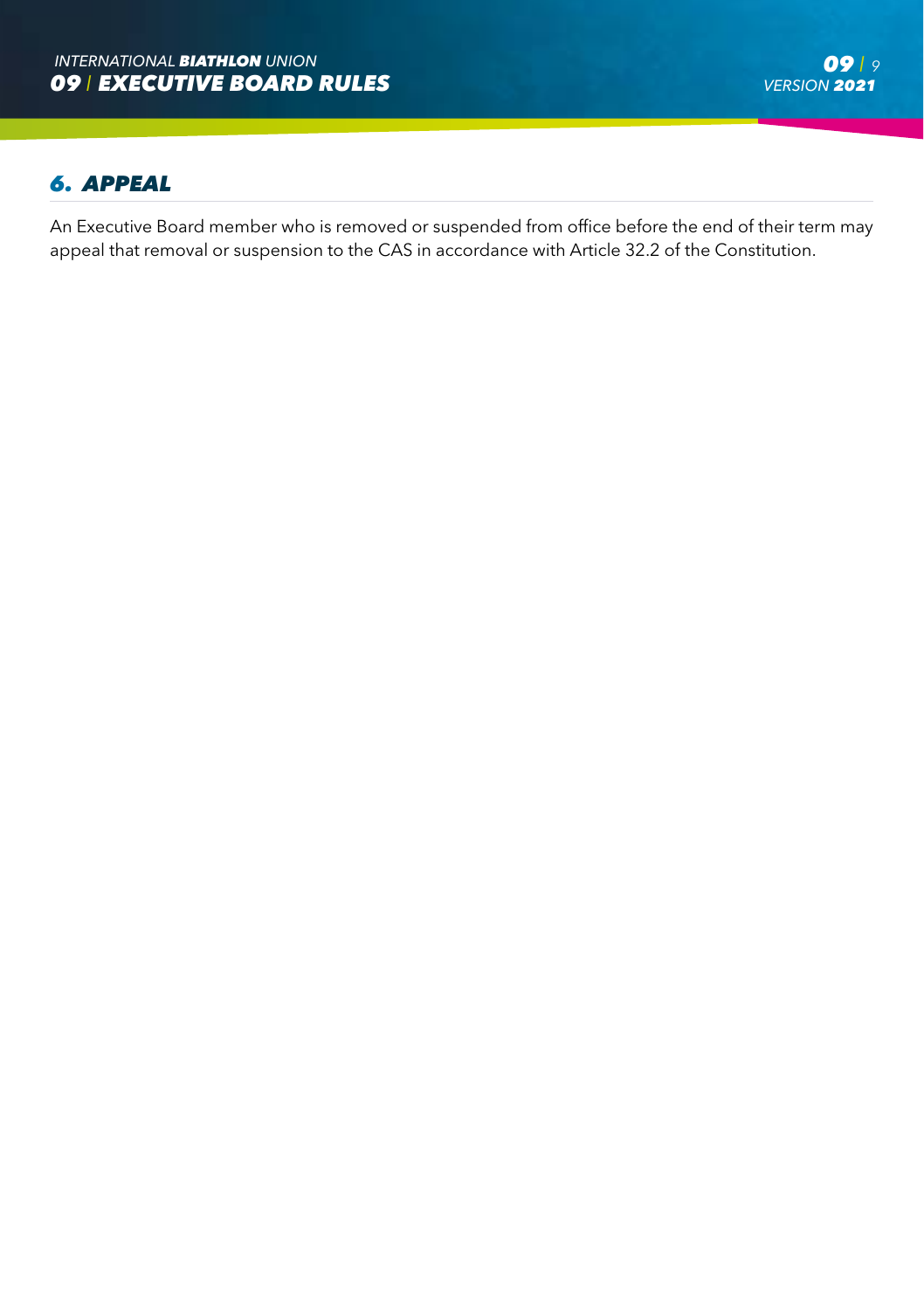## 6. APPEAL

An Executive Board member who is removed or suspended from office before the end of their term may appeal that removal or suspension to the CAS in accordance with Article 32.2 of the Constitution.